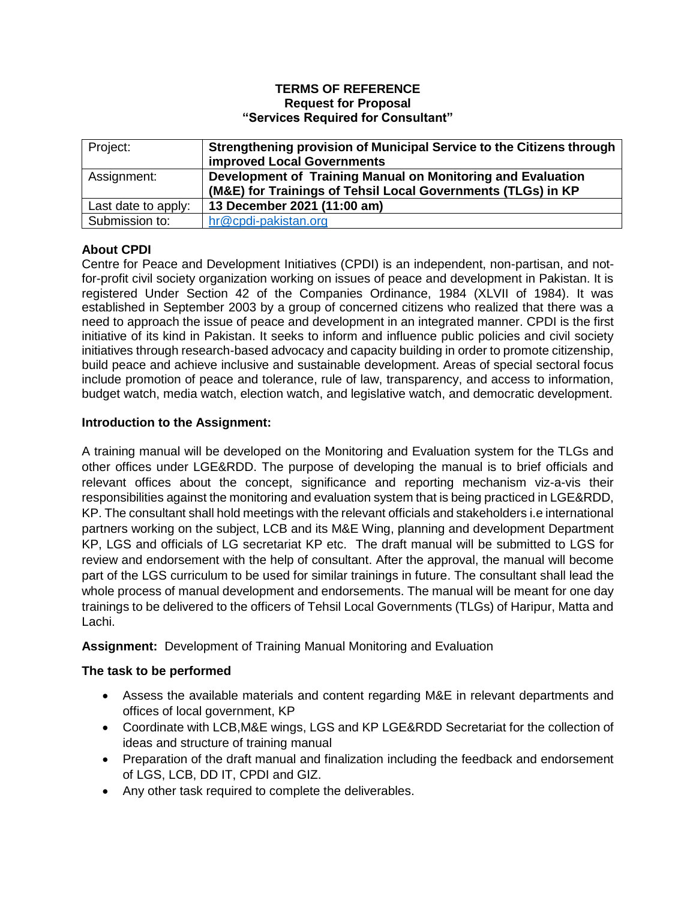**TERMS OF REFERENCE**
**Request for Proposal**
**"Services Required for Consultant"**

| Project: | **Strengthening provision of Municipal Service to the Citizens through improved Local Governments** |
|---|---|
| Assignment: | **Development of Training Manual on Monitoring and Evaluation (M&E) for Trainings of Tehsil Local Governments (TLGs) in KP** |
| Last date to apply: | **13 December 2021 (11:00 am)** |
| Submission to: | hr@cpdi-pakistan.org |

**About CPDI**

Centre for Peace and Development Initiatives (CPDI) is an independent, non-partisan, and not-for-profit civil society organization working on issues of peace and development in Pakistan. It is registered Under Section 42 of the Companies Ordinance, 1984 (XLVII of 1984). It was established in September 2003 by a group of concerned citizens who realized that there was a need to approach the issue of peace and development in an integrated manner. CPDI is the first initiative of its kind in Pakistan. It seeks to inform and influence public policies and civil society initiatives through research-based advocacy and capacity building in order to promote citizenship, build peace and achieve inclusive and sustainable development. Areas of special sectoral focus include promotion of peace and tolerance, rule of law, transparency, and access to information, budget watch, media watch, election watch, and legislative watch, and democratic development.

**Introduction to the Assignment:**

A training manual will be developed on the Monitoring and Evaluation system for the TLGs and other offices under LGE&RDD. The purpose of developing the manual is to brief officials and relevant offices about the concept, significance and reporting mechanism viz-a-vis their responsibilities against the monitoring and evaluation system that is being practiced in LGE&RDD, KP. The consultant shall hold meetings with the relevant officials and stakeholders i.e international partners working on the subject, LCB and its M&E Wing, planning and development Department KP, LGS and officials of LG secretariat KP etc. The draft manual will be submitted to LGS for review and endorsement with the help of consultant. After the approval, the manual will become part of the LGS curriculum to be used for similar trainings in future. The consultant shall lead the whole process of manual development and endorsements. The manual will be meant for one day trainings to be delivered to the officers of Tehsil Local Governments (TLGs) of Haripur, Matta and Lachi.

**Assignment:** Development of Training Manual Monitoring and Evaluation

**The task to be performed**

- Assess the available materials and content regarding M&E in relevant departments and offices of local government, KP
- Coordinate with LCB,M&E wings, LGS and KP LGE&RDD Secretariat for the collection of ideas and structure of training manual
- Preparation of the draft manual and finalization including the feedback and endorsement of LGS, LCB, DD IT, CPDI and GIZ.
- Any other task required to complete the deliverables.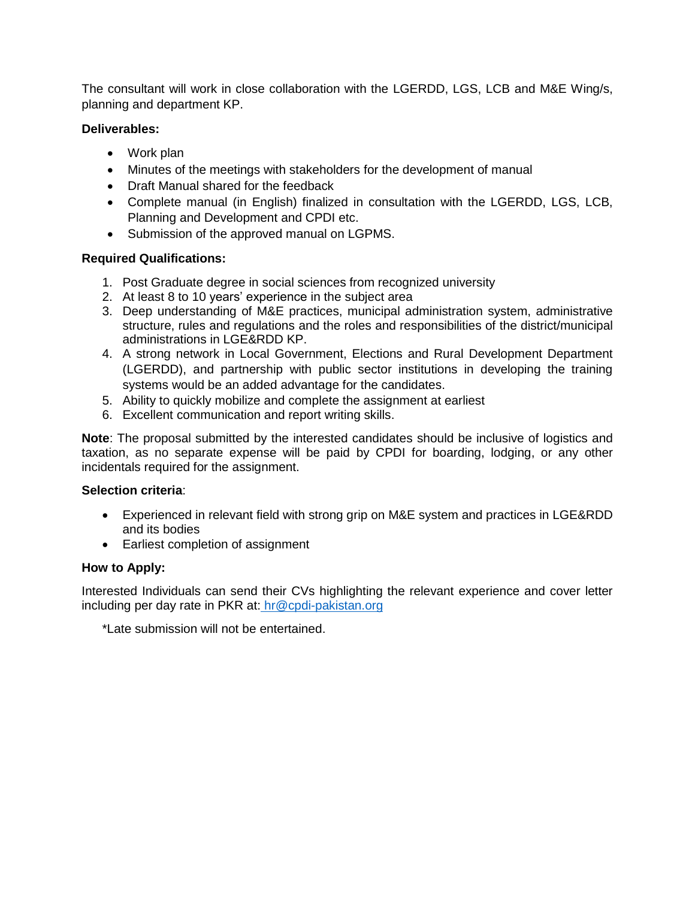The consultant will work in close collaboration with the LGERDD, LGS, LCB and M&E Wing/s, planning and department KP.

**Deliverables:**

- Work plan
- Minutes of the meetings with stakeholders for the development of manual
- Draft Manual shared for the feedback
- Complete manual (in English) finalized in consultation with the LGERDD, LGS, LCB, Planning and Development and CPDI etc.
- Submission of the approved manual on LGPMS.

**Required Qualifications:**

1. Post Graduate degree in social sciences from recognized university
2. At least 8 to 10 years' experience in the subject area
3. Deep understanding of M&E practices, municipal administration system, administrative structure, rules and regulations and the roles and responsibilities of the district/municipal administrations in LGE&RDD KP.
4. A strong network in Local Government, Elections and Rural Development Department (LGERDD), and partnership with public sector institutions in developing the training systems would be an added advantage for the candidates.
5. Ability to quickly mobilize and complete the assignment at earliest
6. Excellent communication and report writing skills.

**Note**: The proposal submitted by the interested candidates should be inclusive of logistics and taxation, as no separate expense will be paid by CPDI for boarding, lodging, or any other incidentals required for the assignment.

**Selection criteria**:

- Experienced in relevant field with strong grip on M&E system and practices in LGE&RDD and its bodies
- Earliest completion of assignment

**How to Apply:**

Interested Individuals can send their CVs highlighting the relevant experience and cover letter including per day rate in PKR at: hr@cpdi-pakistan.org

*Late submission will not be entertained.